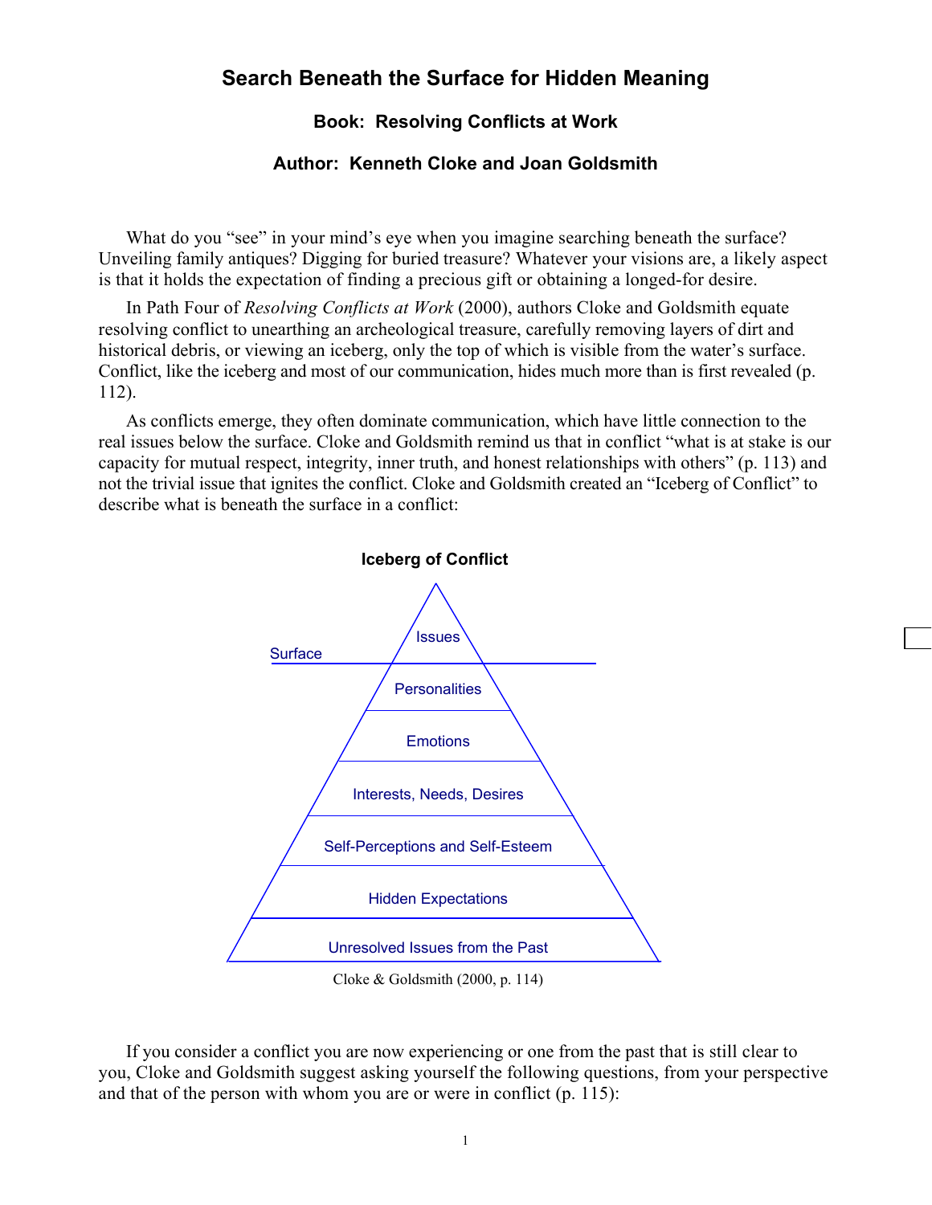# Search Beneath the Surface for Hidden Meaning

### Book: Resolving Conflicts at Work

### Author: Kenneth Cloke and Joan Goldsmith

What do you "see" in your mind's eye when you imagine searching beneath the surface? Unveiling family antiques? Digging for buried treasure? Whatever your visions are, a likely aspect is that it holds the expectation of finding a precious gift or obtaining a longed-for desire.

In Path Four of *Resolving Conflicts at Work* (2000), authors Cloke and Goldsmith equate resolving conflict to unearthing an archeological treasure, carefully removing layers of dirt and historical debris, or viewing an iceberg, only the top of which is visible from the water's surface. Conflict, like the iceberg and most of our communication, hides much more than is first revealed (p. 112).

As conflicts emerge, they often dominate communication, which have little connection to the real issues below the surface. Cloke and Goldsmith remind us that in conflict "what is at stake is our capacity for mutual respect, integrity, inner truth, and honest relationships with others" (p. 113) and not the trivial issue that ignites the conflict. Cloke and Goldsmith created an "Iceberg of Conflict" to describe what is beneath the surface in a conflict:

**Iceberg of Conflict**

Issues

Surface

Personalities

Emotions

Interests, Needs, Desires

Self-Perceptions and Self-Esteem

Hidden Expectations

Unresolved Issues from the Past

Cloke & Goldsmith (2000, p. 114)

If you consider a conflict you are now experiencing or one from the past that is still clear to you, Cloke and Goldsmith suggest asking yourself the following questions, from your perspective and that of the person with whom you are or were in conflict (p. 115):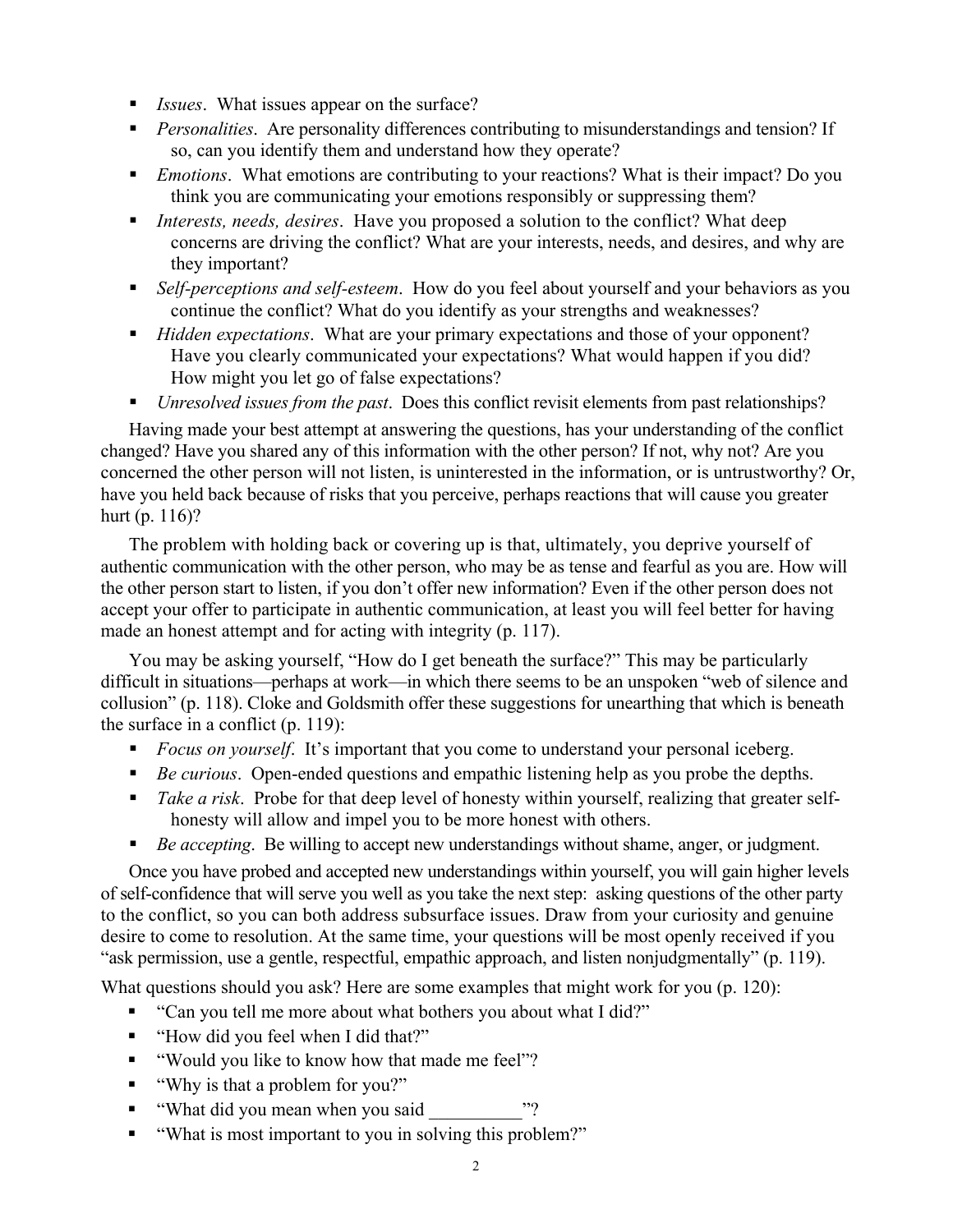- *Issues*. What issues appear on the surface?
- *Personalities*. Are personality differences contributing to misunderstandings and tension? If so, can you identify them and understand how they operate?
- *Emotions*. What emotions are contributing to your reactions? What is their impact? Do you think you are communicating your emotions responsibly or suppressing them?
- *Interests, needs, desires*. Have you proposed a solution to the conflict? What deep concerns are driving the conflict? What are your interests, needs, and desires, and why are they important?
- *Self-perceptions and self-esteem*. How do you feel about yourself and your behaviors as you continue the conflict? What do you identify as your strengths and weaknesses?
- *Hidden expectations*. What are your primary expectations and those of your opponent? Have you clearly communicated your expectations? What would happen if you did? How might you let go of false expectations?
- *Unresolved issues from the past*. Does this conflict revisit elements from past relationships?

Having made your best attempt at answering the questions, has your understanding of the conflict changed? Have you shared any of this information with the other person? If not, why not? Are you concerned the other person will not listen, is uninterested in the information, or is untrustworthy? Or, have you held back because of risks that you perceive, perhaps reactions that will cause you greater hurt (p. 116)?

The problem with holding back or covering up is that, ultimately, you deprive yourself of authentic communication with the other person, who may be as tense and fearful as you are. How will the other person start to listen, if you don't offer new information? Even if the other person does not accept your offer to participate in authentic communication, at least you will feel better for having made an honest attempt and for acting with integrity (p. 117).

You may be asking yourself, "How do I get beneath the surface?" This may be particularly difficult in situations—perhaps at work—in which there seems to be an unspoken "web of silence and collusion" (p. 118). Cloke and Goldsmith offer these suggestions for unearthing that which is beneath the surface in a conflict (p. 119):

- *Focus on yourself*. It's important that you come to understand your personal iceberg.
- *Be curious*. Open-ended questions and empathic listening help as you probe the depths.
- *Take a risk*. Probe for that deep level of honesty within yourself, realizing that greater self-honesty will allow and impel you to be more honest with others.
- *Be accepting*. Be willing to accept new understandings without shame, anger, or judgment.

Once you have probed and accepted new understandings within yourself, you will gain higher levels of self-confidence that will serve you well as you take the next step: asking questions of the other party to the conflict, so you can both address subsurface issues. Draw from your curiosity and genuine desire to come to resolution. At the same time, your questions will be most openly received if you "ask permission, use a gentle, respectful, empathic approach, and listen nonjudgmentally" (p. 119).

What questions should you ask? Here are some examples that might work for you (p. 120):

- "Can you tell me more about what bothers you about what I did?"
- "How did you feel when I did that?"
- "Would you like to know how that made me feel"?
- "Why is that a problem for you?"
- "What did you mean when you said __________"?
- "What is most important to you in solving this problem?"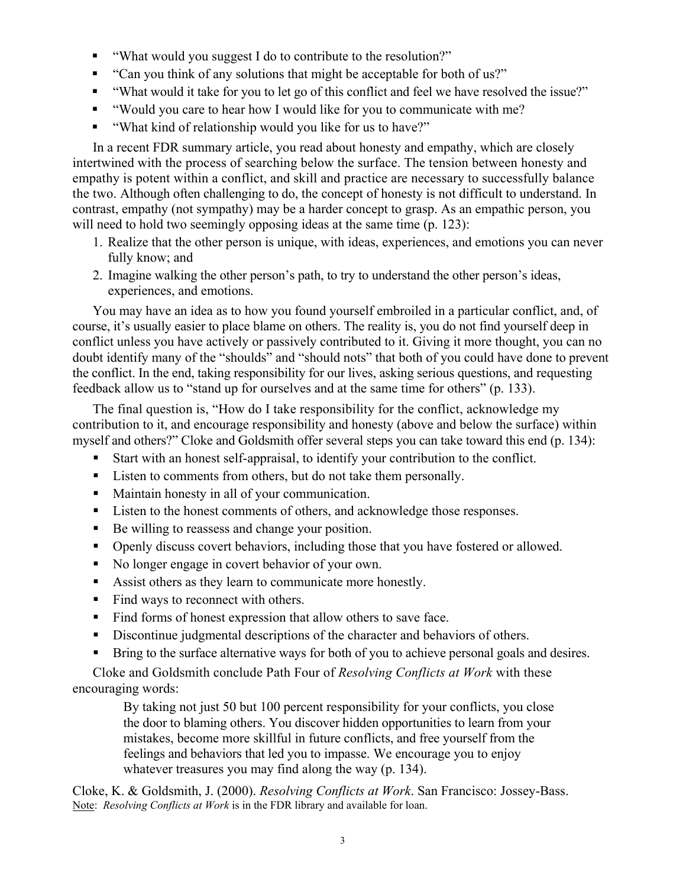- "What would you suggest I do to contribute to the resolution?"
- "Can you think of any solutions that might be acceptable for both of us?"
- "What would it take for you to let go of this conflict and feel we have resolved the issue?"
- "Would you care to hear how I would like for you to communicate with me?
- "What kind of relationship would you like for us to have?"

In a recent FDR summary article, you read about honesty and empathy, which are closely intertwined with the process of searching below the surface. The tension between honesty and empathy is potent within a conflict, and skill and practice are necessary to successfully balance the two. Although often challenging to do, the concept of honesty is not difficult to understand. In contrast, empathy (not sympathy) may be a harder concept to grasp. As an empathic person, you will need to hold two seemingly opposing ideas at the same time (p. 123):

1. Realize that the other person is unique, with ideas, experiences, and emotions you can never fully know; and
2. Imagine walking the other person's path, to try to understand the other person's ideas, experiences, and emotions.

You may have an idea as to how you found yourself embroiled in a particular conflict, and, of course, it's usually easier to place blame on others. The reality is, you do not find yourself deep in conflict unless you have actively or passively contributed to it. Giving it more thought, you can no doubt identify many of the "shoulds" and "should nots" that both of you could have done to prevent the conflict. In the end, taking responsibility for our lives, asking serious questions, and requesting feedback allow us to "stand up for ourselves and at the same time for others" (p. 133).

The final question is, "How do I take responsibility for the conflict, acknowledge my contribution to it, and encourage responsibility and honesty (above and below the surface) within myself and others?" Cloke and Goldsmith offer several steps you can take toward this end (p. 134):

- Start with an honest self-appraisal, to identify your contribution to the conflict.
- Listen to comments from others, but do not take them personally.
- Maintain honesty in all of your communication.
- Listen to the honest comments of others, and acknowledge those responses.
- Be willing to reassess and change your position.
- Openly discuss covert behaviors, including those that you have fostered or allowed.
- No longer engage in covert behavior of your own.
- Assist others as they learn to communicate more honestly.
- Find ways to reconnect with others.
- Find forms of honest expression that allow others to save face.
- Discontinue judgmental descriptions of the character and behaviors of others.
- Bring to the surface alternative ways for both of you to achieve personal goals and desires.

Cloke and Goldsmith conclude Path Four of *Resolving Conflicts at Work* with these encouraging words:

> By taking not just 50 but 100 percent responsibility for your conflicts, you close the door to blaming others. You discover hidden opportunities to learn from your mistakes, become more skillful in future conflicts, and free yourself from the feelings and behaviors that led you to impasse. We encourage you to enjoy whatever treasures you may find along the way (p. 134).

Cloke, K. & Goldsmith, J. (2000). *Resolving Conflicts at Work*. San Francisco: Jossey-Bass.
Note: *Resolving Conflicts at Work* is in the FDR library and available for loan.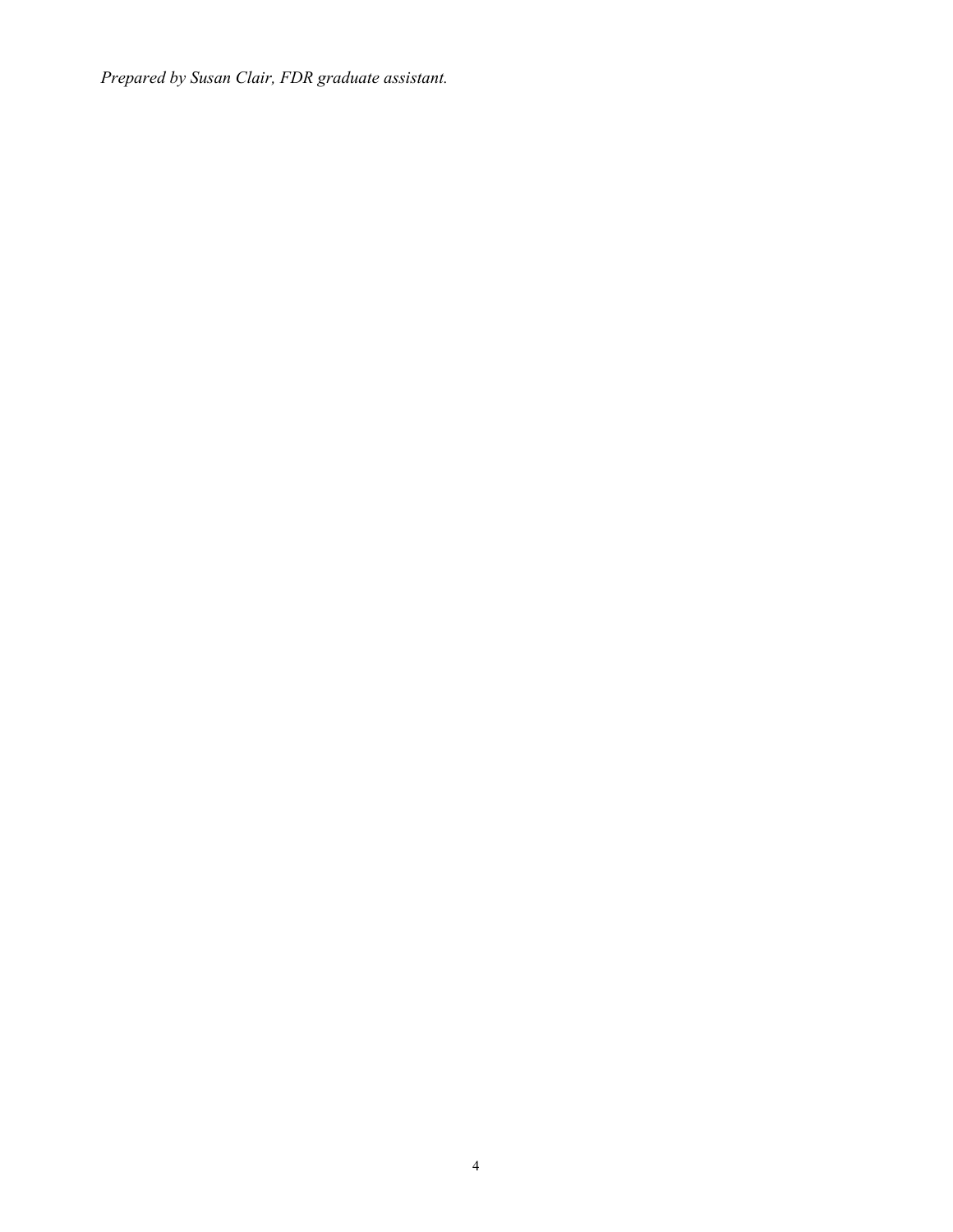*Prepared by Susan Clair, FDR graduate assistant.*